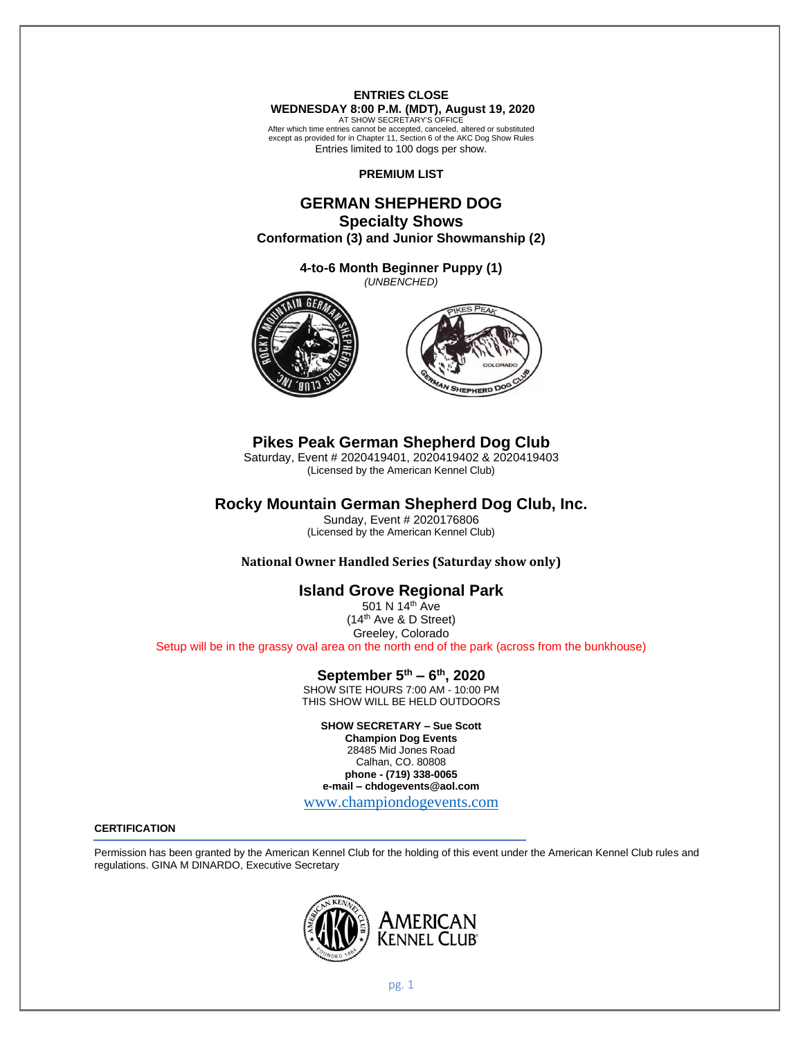**ENTRIES CLOSE**

**WEDNESDAY 8:00 P.M. (MDT), August 19, 2020**

AT SHOW SECRETARY'S OFFICE

After which time entries cannot be accepted, canceled, altered or substituted except as provided for in Chapter 11, Section 6 of the AKC Dog Show Rules

Entries limited to 100 dogs per show.

**PREMIUM LIST**

# GERMAN SHEPHERD DOG

## Specialty Shows

**Conformation (3) and Junior Showmanship (2)**

**4-to-6 Month Beginner Puppy (1)**

*(UNBENCHED)*

## Pikes Peak German Shepherd Dog Club

Saturday, Event # 2020419401, 2020419402 & 2020419403

(Licensed by the American Kennel Club)

## Rocky Mountain German Shepherd Dog Club, Inc.

Sunday, Event # 2020176806

(Licensed by the American Kennel Club)

**National Owner Handled Series (Saturday show only)**

## Island Grove Regional Park

501 N 14th Ave

(14th Ave & D Street)

Greeley, Colorado

Setup will be in the grassy oval area on the north end of the park (across from the bunkhouse)

## September 5th – 6th, 2020

SHOW SITE HOURS 7:00 AM - 10:00 PM

THIS SHOW WILL BE HELD OUTDOORS

**SHOW SECRETARY – Sue Scott**

**Champion Dog Events**

28485 Mid Jones Road

Calhan, CO. 80808

**phone - (719) 338-0065**

**e-mail – chdogevents@aol.com**

www.championdogevents.com

**CERTIFICATION**

Permission has been granted by the American Kennel Club for the holding of this event under the American Kennel Club rules and regulations. GINA M DINARDO, Executive Secretary

AMERICAN KENNEL CLUB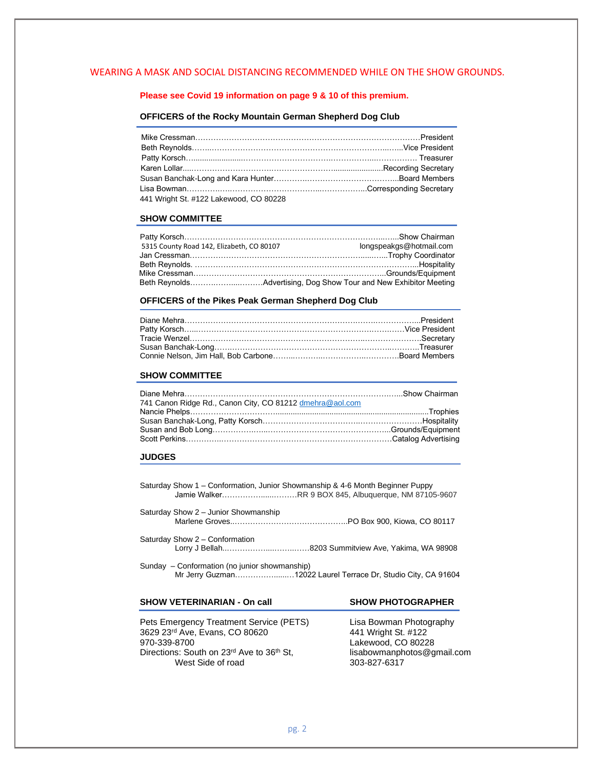WEARING A MASK AND SOCIAL DISTANCING RECOMMENDED WHILE ON THE SHOW GROUNDS.

**Please see Covid 19 information on page 9 & 10 of this premium.**

## OFFICERS of the Rocky Mountain German Shepherd Dog Club

Mike Cressman……………………………………………………………………………President
Beth Reynolds…….………………………………………………………………..…..Vice President
Patty Korsch…......................……………………………….……………..……………. Treasurer
Karen Lollar....………………………….………………………......................Recording Secretary
Susan Banchak-Long and Kara Hunter…………….………………………………..Board Members
Lisa Bowman…………..…………………………………..………………..Corresponding Secretary
441 Wright St. #122 Lakewood, CO 80228

## SHOW COMMITTEE

Patty Korsch……………………………………………………………………..…..Show Chairman
5315 County Road 142, Elizabeth, CO 80107 longspeakgs@hotmail.com
Jan Cressman………………………………………………………………....……..Trophy Coordinator
Beth Reynolds. ……………………………………………………………………………...Hospitality
Mike Cressman……………………………………………………………………..Grounds/Equipment
Beth Reynolds…….……….....………Advertising, Dog Show Tour and New Exhibitor Meeting

## OFFICERS of the Pikes Peak German Shepherd Dog Club

Diane Mehra……………………………………………………………………..……………..President
Patty Korsch…...…………………………………………………………………………Vice President
Tracie Wenzel………………………………………………………………..…………………..Secretary
Susan Banchak-Long…….……………………………………………………………..………..Treasurer
Connie Nelson, Jim Hall, Bob Carbone……...………..…………..…………Board Members

## SHOW COMMITTEE

Diane Mehra…………………………………………………………………………...Show Chairman
741 Canon Ridge Rd., Canon City, CO 81212 dmehra@aol.com
Nancie Phelps…………………………........................................................................Trophies
Susan Banchak-Long, Patty Korsch………………………………..……………………Hospitality
Susan and Bob Long……………..…..……………………………………………..Grounds/Equipment
Scott Perkins…………..……………………………………………………………Catalog Advertising

## JUDGES

Saturday Show 1 – Conformation, Junior Showmanship & 4-6 Month Beginner Puppy
Jamie Walker……………….....………RR 9 BOX 845, Albuquerque, NM 87105-9607

Saturday Show 2 – Junior Showmanship
Marlene Groves..………………………………………PO Box 900, Kiowa, CO 80117

Saturday Show 2 – Conformation
Lorry J Bellah..……………....……..……8203 Summitview Ave, Yakima, WA 98908

Sunday – Conformation (no junior showmanship)
Mr Jerry Guzman…………….....…12022 Laurel Terrace Dr, Studio City, CA 91604

## SHOW VETERINARIAN - On call

Pets Emergency Treatment Service (PETS)
3629 23rd Ave, Evans, CO 80620
970-339-8700
Directions: South on 23rd Ave to 36th St, West Side of road

## SHOW PHOTOGRAPHER

Lisa Bowman Photography
441 Wright St. #122
Lakewood, CO 80228
lisabowmanphotos@gmail.com
303-827-6317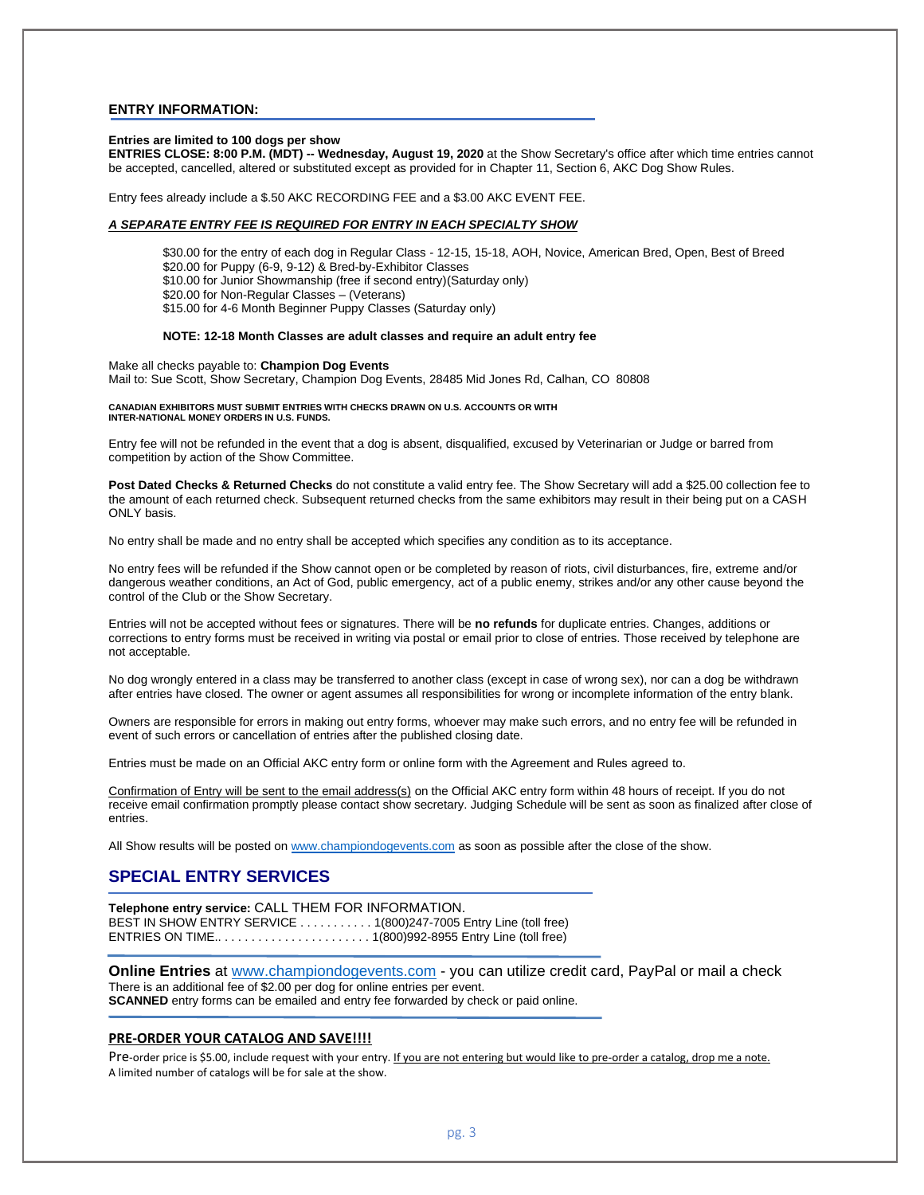## ENTRY INFORMATION:

**Entries are limited to 100 dogs per show**
**ENTRIES CLOSE: 8:00 P.M. (MDT) -- Wednesday, August 19, 2020** at the Show Secretary's office after which time entries cannot be accepted, cancelled, altered or substituted except as provided for in Chapter 11, Section 6, AKC Dog Show Rules.

Entry fees already include a $.50 AKC RECORDING FEE and a $3.00 AKC EVENT FEE.

***A SEPARATE ENTRY FEE IS REQUIRED FOR ENTRY IN EACH SPECIALTY SHOW***

$30.00 for the entry of each dog in Regular Class - 12-15, 15-18, AOH, Novice, American Bred, Open, Best of Breed
$20.00 for Puppy (6-9, 9-12) & Bred-by-Exhibitor Classes
$10.00 for Junior Showmanship (free if second entry)(Saturday only)
$20.00 for Non-Regular Classes – (Veterans)
$15.00 for 4-6 Month Beginner Puppy Classes (Saturday only)

**NOTE: 12-18 Month Classes are adult classes and require an adult entry fee**

Make all checks payable to: **Champion Dog Events**
Mail to: Sue Scott, Show Secretary, Champion Dog Events, 28485 Mid Jones Rd, Calhan, CO 80808

**CANADIAN EXHIBITORS MUST SUBMIT ENTRIES WITH CHECKS DRAWN ON U.S. ACCOUNTS OR WITH INTER-NATIONAL MONEY ORDERS IN U.S. FUNDS.**

Entry fee will not be refunded in the event that a dog is absent, disqualified, excused by Veterinarian or Judge or barred from competition by action of the Show Committee.

**Post Dated Checks & Returned Checks** do not constitute a valid entry fee. The Show Secretary will add a $25.00 collection fee to the amount of each returned check. Subsequent returned checks from the same exhibitors may result in their being put on a CASH ONLY basis.

No entry shall be made and no entry shall be accepted which specifies any condition as to its acceptance.

No entry fees will be refunded if the Show cannot open or be completed by reason of riots, civil disturbances, fire, extreme and/or dangerous weather conditions, an Act of God, public emergency, act of a public enemy, strikes and/or any other cause beyond the control of the Club or the Show Secretary.

Entries will not be accepted without fees or signatures. There will be **no refunds** for duplicate entries. Changes, additions or corrections to entry forms must be received in writing via postal or email prior to close of entries. Those received by telephone are not acceptable.

No dog wrongly entered in a class may be transferred to another class (except in case of wrong sex), nor can a dog be withdrawn after entries have closed. The owner or agent assumes all responsibilities for wrong or incomplete information of the entry blank.

Owners are responsible for errors in making out entry forms, whoever may make such errors, and no entry fee will be refunded in event of such errors or cancellation of entries after the published closing date.

Entries must be made on an Official AKC entry form or online form with the Agreement and Rules agreed to.

Confirmation of Entry will be sent to the email address(s) on the Official AKC entry form within 48 hours of receipt. If you do not receive email confirmation promptly please contact show secretary. Judging Schedule will be sent as soon as finalized after close of entries.

All Show results will be posted on www.championdogevents.com as soon as possible after the close of the show.

## SPECIAL ENTRY SERVICES

**Telephone entry service:** CALL THEM FOR INFORMATION.
BEST IN SHOW ENTRY SERVICE . . . . . . . . . . . 1(800)247-7005 Entry Line (toll free)
ENTRIES ON TIME.. . . . . . . . . . . . . . . . . . . . . . . 1(800)992-8955 Entry Line (toll free)

**Online Entries** at www.championdogevents.com - you can utilize credit card, PayPal or mail a check
There is an additional fee of $2.00 per dog for online entries per event.
**SCANNED** entry forms can be emailed and entry fee forwarded by check or paid online.

### PRE-ORDER YOUR CATALOG AND SAVE!!!!

Pre-order price is $5.00, include request with your entry. If you are not entering but would like to pre-order a catalog, drop me a note.
A limited number of catalogs will be for sale at the show.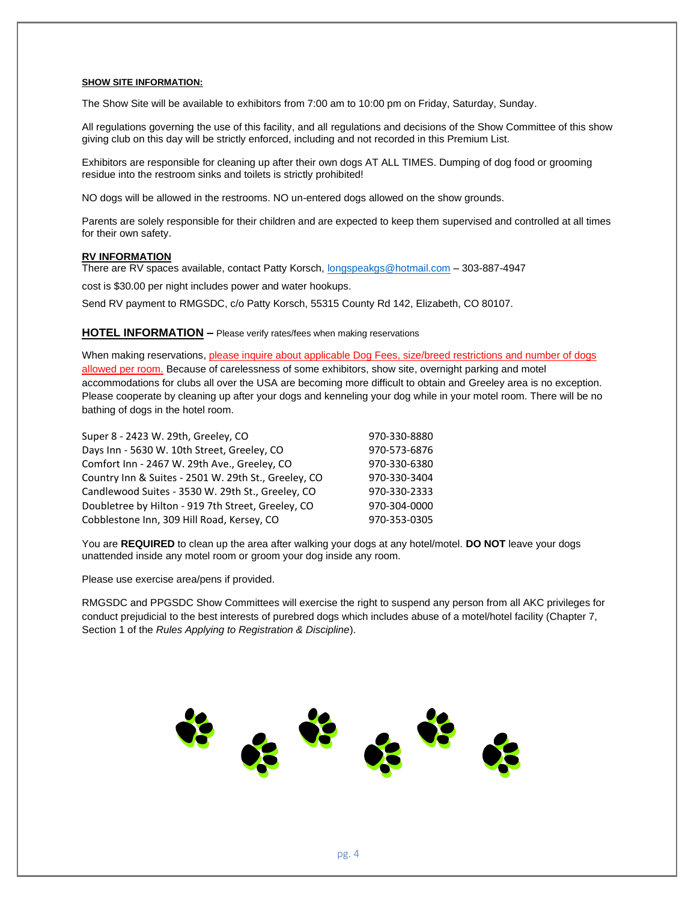**SHOW SITE INFORMATION:**

The Show Site will be available to exhibitors from 7:00 am to 10:00 pm on Friday, Saturday, Sunday.

All regulations governing the use of this facility, and all regulations and decisions of the Show Committee of this show giving club on this day will be strictly enforced, including and not recorded in this Premium List.

Exhibitors are responsible for cleaning up after their own dogs AT ALL TIMES. Dumping of dog food or grooming residue into the restroom sinks and toilets is strictly prohibited!

NO dogs will be allowed in the restrooms. NO un-entered dogs allowed on the show grounds.

Parents are solely responsible for their children and are expected to keep them supervised and controlled at all times for their own safety.

**RV INFORMATION**

There are RV spaces available, contact Patty Korsch, longspeakgs@hotmail.com – 303-887-4947

cost is $30.00 per night includes power and water hookups.

Send RV payment to RMGSDC, c/o Patty Korsch, 55315 County Rd 142, Elizabeth, CO 80107.

**HOTEL INFORMATION** – Please verify rates/fees when making reservations

When making reservations, please inquire about applicable Dog Fees, size/breed restrictions and number of dogs allowed per room. Because of carelessness of some exhibitors, show site, overnight parking and motel accommodations for clubs all over the USA are becoming more difficult to obtain and Greeley area is no exception. Please cooperate by cleaning up after your dogs and kenneling your dog while in your motel room. There will be no bathing of dogs in the hotel room.

| | |
|---|---|
| Super 8 - 2423 W. 29th, Greeley, CO | 970-330-8880 |
| Days Inn - 5630 W. 10th Street, Greeley, CO | 970-573-6876 |
| Comfort Inn - 2467 W. 29th Ave., Greeley, CO | 970-330-6380 |
| Country Inn & Suites - 2501 W. 29th St., Greeley, CO | 970-330-3404 |
| Candlewood Suites - 3530 W. 29th St., Greeley, CO | 970-330-2333 |
| Doubletree by Hilton - 919 7th Street, Greeley, CO | 970-304-0000 |
| Cobblestone Inn, 309 Hill Road, Kersey, CO | 970-353-0305 |

You are **REQUIRED** to clean up the area after walking your dogs at any hotel/motel. **DO NOT** leave your dogs unattended inside any motel room or groom your dog inside any room.

Please use exercise area/pens if provided.

RMGSDC and PPGSDC Show Committees will exercise the right to suspend any person from all AKC privileges for conduct prejudicial to the best interests of purebred dogs which includes abuse of a motel/hotel facility (Chapter 7, Section 1 of the *Rules Applying to Registration & Discipline*).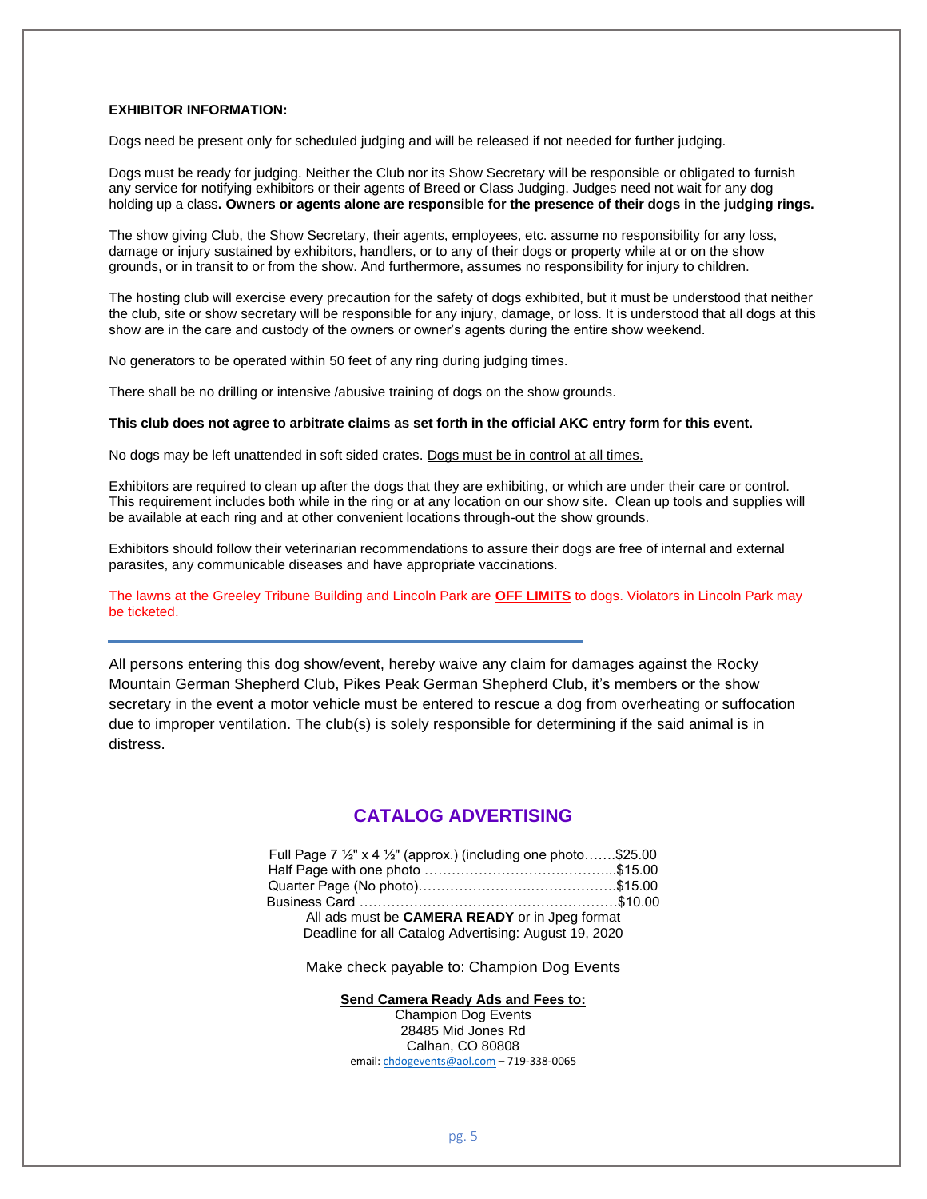**EXHIBITOR INFORMATION:**

Dogs need be present only for scheduled judging and will be released if not needed for further judging.

Dogs must be ready for judging. Neither the Club nor its Show Secretary will be responsible or obligated to furnish any service for notifying exhibitors or their agents of Breed or Class Judging. Judges need not wait for any dog holding up a class**. Owners or agents alone are responsible for the presence of their dogs in the judging rings.**

The show giving Club, the Show Secretary, their agents, employees, etc. assume no responsibility for any loss, damage or injury sustained by exhibitors, handlers, or to any of their dogs or property while at or on the show grounds, or in transit to or from the show. And furthermore, assumes no responsibility for injury to children.

The hosting club will exercise every precaution for the safety of dogs exhibited, but it must be understood that neither the club, site or show secretary will be responsible for any injury, damage, or loss. It is understood that all dogs at this show are in the care and custody of the owners or owner's agents during the entire show weekend.

No generators to be operated within 50 feet of any ring during judging times.

There shall be no drilling or intensive /abusive training of dogs on the show grounds.

**This club does not agree to arbitrate claims as set forth in the official AKC entry form for this event.**

No dogs may be left unattended in soft sided crates. <u>Dogs must be in control at all times.</u>

Exhibitors are required to clean up after the dogs that they are exhibiting, or which are under their care or control. This requirement includes both while in the ring or at any location on our show site. Clean up tools and supplies will be available at each ring and at other convenient locations through-out the show grounds.

Exhibitors should follow their veterinarian recommendations to assure their dogs are free of internal and external parasites, any communicable diseases and have appropriate vaccinations.

The lawns at the Greeley Tribune Building and Lincoln Park are **<u>OFF LIMITS</u>** to dogs. Violators in Lincoln Park may be ticketed.

---

All persons entering this dog show/event, hereby waive any claim for damages against the Rocky Mountain German Shepherd Club, Pikes Peak German Shepherd Club, it's members or the show secretary in the event a motor vehicle must be entered to rescue a dog from overheating or suffocation due to improper ventilation. The club(s) is solely responsible for determining if the said animal is in distress.

## CATALOG ADVERTISING

Full Page 7 ½" x 4 ½" (approx.) (including one photo…….$25.00
Half Page with one photo ……………………………………..$15.00
Quarter Page (No photo)……………………………………….$15.00
Business Card …………………………………………………$10.00
All ads must be **CAMERA READY** or in Jpeg format
Deadline for all Catalog Advertising: August 19, 2020

Make check payable to: Champion Dog Events

**<u>Send Camera Ready Ads and Fees to:</u>**
Champion Dog Events
28485 Mid Jones Rd
Calhan, CO 80808
email: chdogevents@aol.com – 719-338-0065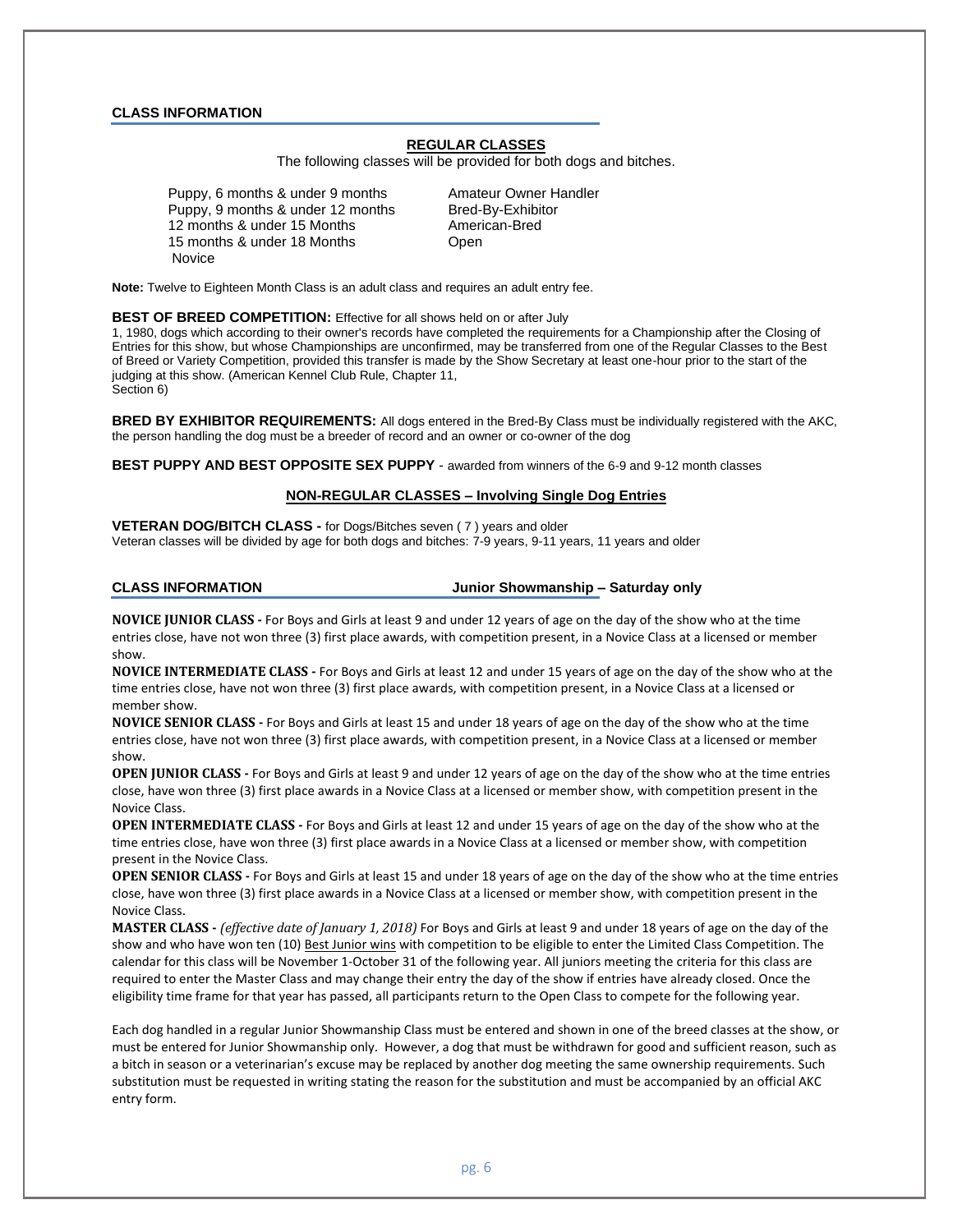## CLASS INFORMATION

### REGULAR CLASSES

The following classes will be provided for both dogs and bitches.

- Puppy, 6 months & under 9 months
- Puppy, 9 months & under 12 months
- 12 months & under 15 Months
- 15 months & under 18 Months
- Novice
- Amateur Owner Handler
- Bred-By-Exhibitor
- American-Bred
- Open

**Note:** Twelve to Eighteen Month Class is an adult class and requires an adult entry fee.

**BEST OF BREED COMPETITION:** Effective for all shows held on or after July 1, 1980, dogs which according to their owner's records have completed the requirements for a Championship after the Closing of Entries for this show, but whose Championships are unconfirmed, may be transferred from one of the Regular Classes to the Best of Breed or Variety Competition, provided this transfer is made by the Show Secretary at least one-hour prior to the start of the judging at this show. (American Kennel Club Rule, Chapter 11, Section 6)

**BRED BY EXHIBITOR REQUIREMENTS:** All dogs entered in the Bred-By Class must be individually registered with the AKC, the person handling the dog must be a breeder of record and an owner or co-owner of the dog

**BEST PUPPY AND BEST OPPOSITE SEX PUPPY** - awarded from winners of the 6-9 and 9-12 month classes

### NON-REGULAR CLASSES – Involving Single Dog Entries

**VETERAN DOG/BITCH CLASS -** for Dogs/Bitches seven ( 7 ) years and older
Veteran classes will be divided by age for both dogs and bitches: 7-9 years, 9-11 years, 11 years and older

## CLASS INFORMATION — Junior Showmanship – Saturday only

**NOVICE JUNIOR CLASS -** For Boys and Girls at least 9 and under 12 years of age on the day of the show who at the time entries close, have not won three (3) first place awards, with competition present, in a Novice Class at a licensed or member show.

**NOVICE INTERMEDIATE CLASS -** For Boys and Girls at least 12 and under 15 years of age on the day of the show who at the time entries close, have not won three (3) first place awards, with competition present, in a Novice Class at a licensed or member show.

**NOVICE SENIOR CLASS -** For Boys and Girls at least 15 and under 18 years of age on the day of the show who at the time entries close, have not won three (3) first place awards, with competition present, in a Novice Class at a licensed or member show.

**OPEN JUNIOR CLASS -** For Boys and Girls at least 9 and under 12 years of age on the day of the show who at the time entries close, have won three (3) first place awards in a Novice Class at a licensed or member show, with competition present in the Novice Class.

**OPEN INTERMEDIATE CLASS -** For Boys and Girls at least 12 and under 15 years of age on the day of the show who at the time entries close, have won three (3) first place awards in a Novice Class at a licensed or member show, with competition present in the Novice Class.

**OPEN SENIOR CLASS -** For Boys and Girls at least 15 and under 18 years of age on the day of the show who at the time entries close, have won three (3) first place awards in a Novice Class at a licensed or member show, with competition present in the Novice Class.

**MASTER CLASS -** *(effective date of January 1, 2018)* For Boys and Girls at least 9 and under 18 years of age on the day of the show and who have won ten (10) Best Junior wins with competition to be eligible to enter the Limited Class Competition. The calendar for this class will be November 1-October 31 of the following year. All juniors meeting the criteria for this class are required to enter the Master Class and may change their entry the day of the show if entries have already closed. Once the eligibility time frame for that year has passed, all participants return to the Open Class to compete for the following year.

Each dog handled in a regular Junior Showmanship Class must be entered and shown in one of the breed classes at the show, or must be entered for Junior Showmanship only. However, a dog that must be withdrawn for good and sufficient reason, such as a bitch in season or a veterinarian's excuse may be replaced by another dog meeting the same ownership requirements. Such substitution must be requested in writing stating the reason for the substitution and must be accompanied by an official AKC entry form.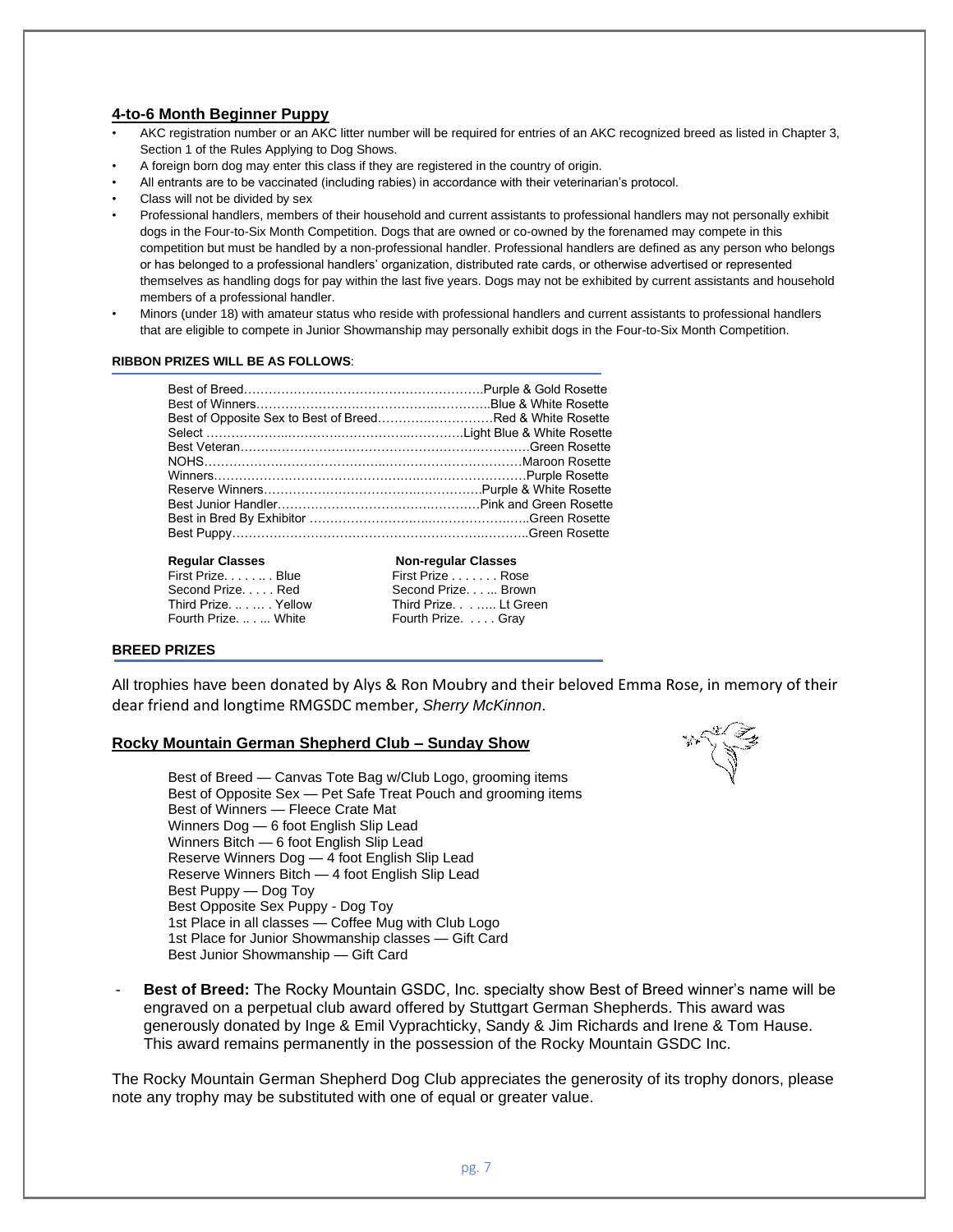## 4-to-6 Month Beginner Puppy

- AKC registration number or an AKC litter number will be required for entries of an AKC recognized breed as listed in Chapter 3, Section 1 of the Rules Applying to Dog Shows.
- A foreign born dog may enter this class if they are registered in the country of origin.
- All entrants are to be vaccinated (including rabies) in accordance with their veterinarian's protocol.
- Class will not be divided by sex
- Professional handlers, members of their household and current assistants to professional handlers may not personally exhibit dogs in the Four-to-Six Month Competition. Dogs that are owned or co-owned by the forenamed may compete in this competition but must be handled by a non-professional handler. Professional handlers are defined as any person who belongs or has belonged to a professional handlers' organization, distributed rate cards, or otherwise advertised or represented themselves as handling dogs for pay within the last five years. Dogs may not be exhibited by current assistants and household members of a professional handler.
- Minors (under 18) with amateur status who reside with professional handlers and current assistants to professional handlers that are eligible to compete in Junior Showmanship may personally exhibit dogs in the Four-to-Six Month Competition.

**RIBBON PRIZES WILL BE AS FOLLOWS**:

| Award | Ribbon |
|---|---|
| Best of Breed | Purple & Gold Rosette |
| Best of Winners | Blue & White Rosette |
| Best of Opposite Sex to Best of Breed | Red & White Rosette |
| Select | Light Blue & White Rosette |
| Best Veteran | Green Rosette |
| NOHS | Maroon Rosette |
| Winners | Purple Rosette |
| Reserve Winners | Purple & White Rosette |
| Best Junior Handler | Pink and Green Rosette |
| Best in Bred By Exhibitor | Green Rosette |
| Best Puppy | Green Rosette |

| Regular Classes | Non-regular Classes |
|---|---|
| First Prize. . . . . .. . Blue | First Prize . . . . . . . Rose |
| Second Prize. . . . . Red | Second Prize. . . . .. Brown |
| Third Prize. .. . … . Yellow | Third Prize. . . ….. Lt Green |
| Fourth Prize. .. . … White | Fourth Prize. . . . . Gray |

**BREED PRIZES**

All trophies have been donated by Alys & Ron Moubry and their beloved Emma Rose, in memory of their dear friend and longtime RMGSDC member, *Sherry McKinnon*.

## Rocky Mountain German Shepherd Club – Sunday Show

Best of Breed — Canvas Tote Bag w/Club Logo, grooming items
Best of Opposite Sex — Pet Safe Treat Pouch and grooming items
Best of Winners — Fleece Crate Mat
Winners Dog — 6 foot English Slip Lead
Winners Bitch — 6 foot English Slip Lead
Reserve Winners Dog — 4 foot English Slip Lead
Reserve Winners Bitch — 4 foot English Slip Lead
Best Puppy — Dog Toy
Best Opposite Sex Puppy - Dog Toy
1st Place in all classes — Coffee Mug with Club Logo
1st Place for Junior Showmanship classes — Gift Card
Best Junior Showmanship — Gift Card

- **Best of Breed:** The Rocky Mountain GSDC, Inc. specialty show Best of Breed winner's name will be engraved on a perpetual club award offered by Stuttgart German Shepherds. This award was generously donated by Inge & Emil Vyprachticky, Sandy & Jim Richards and Irene & Tom Hause. This award remains permanently in the possession of the Rocky Mountain GSDC Inc.

The Rocky Mountain German Shepherd Dog Club appreciates the generosity of its trophy donors, please note any trophy may be substituted with one of equal or greater value.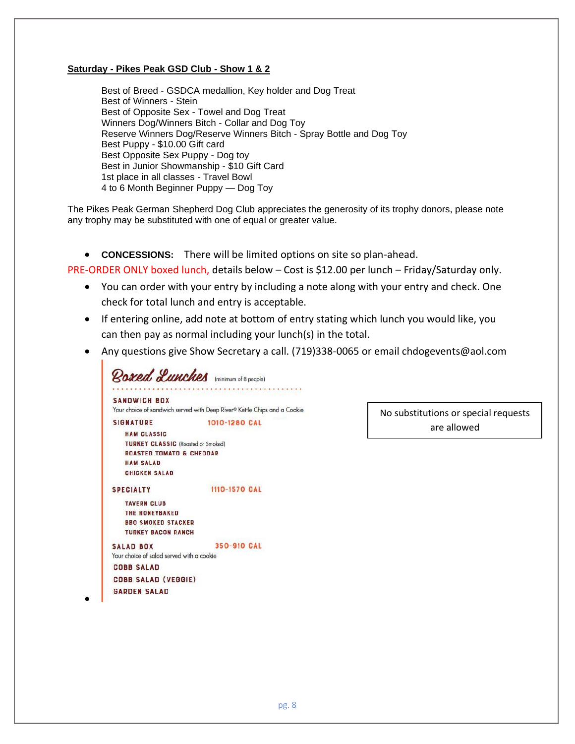**Saturday - Pikes Peak GSD Club - Show 1 & 2**

Best of Breed - GSDCA medallion, Key holder and Dog Treat
Best of Winners - Stein
Best of Opposite Sex - Towel and Dog Treat
Winners Dog/Winners Bitch - Collar and Dog Toy
Reserve Winners Dog/Reserve Winners Bitch - Spray Bottle and Dog Toy
Best Puppy - $10.00 Gift card
Best Opposite Sex Puppy - Dog toy
Best in Junior Showmanship - $10 Gift Card
1st place in all classes - Travel Bowl
4 to 6 Month Beginner Puppy — Dog Toy

The Pikes Peak German Shepherd Dog Club appreciates the generosity of its trophy donors, please note any trophy may be substituted with one of equal or greater value.

- **CONCESSIONS:** There will be limited options on site so plan-ahead.

PRE-ORDER ONLY boxed lunch, details below – Cost is $12.00 per lunch – Friday/Saturday only.

- You can order with your entry by including a note along with your entry and check. One check for total lunch and entry is acceptable.
- If entering online, add note at bottom of entry stating which lunch you would like, you can then pay as normal including your lunch(s) in the total.
- Any questions give Show Secretary a call. (719)338-0065 or email chdogevents@aol.com

**Boxed Lunches** (minimum of 8 people)

**SANDWICH BOX**
Your choice of sandwich served with Deep River® Kettle Chips and a Cookie

**SIGNATURE** 1010-1280 CAL

- HAM CLASSIC
- TURKEY CLASSIC (Roasted or Smoked)
- ROASTED TOMATO & CHEDDAR
- HAM SALAD
- CHICKEN SALAD

**SPECIALTY** 1110-1570 CAL

- TAVERN CLUB
- THE HONEYBAKED
- BBQ SMOKED STACKER
- TURKEY BACON RANCH

**SALAD BOX** 350-910 CAL
Your choice of salad served with a cookie

- COBB SALAD
- COBB SALAD (VEGGIE)
- GARDEN SALAD

No substitutions or special requests are allowed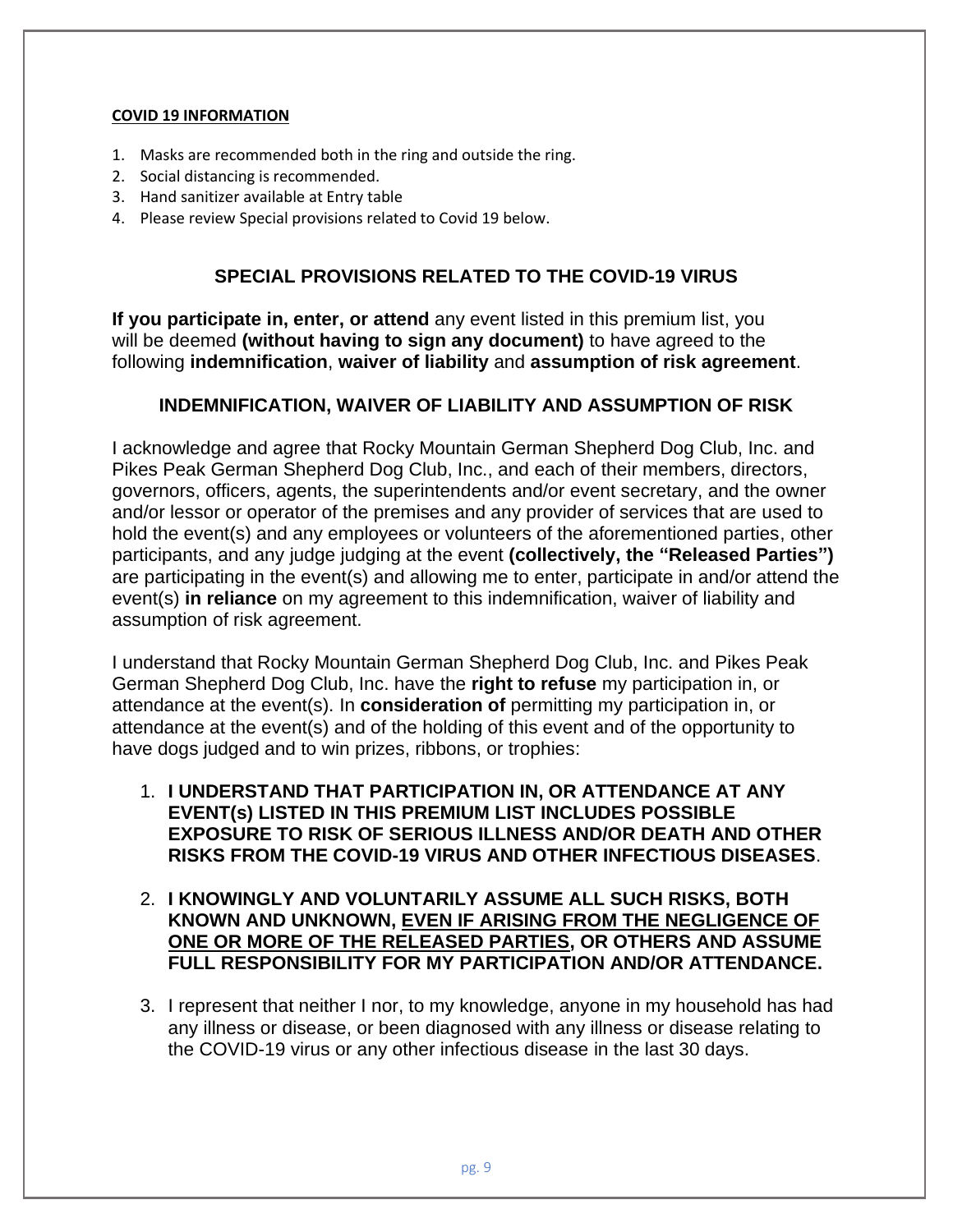**COVID 19 INFORMATION**

1. Masks are recommended both in the ring and outside the ring.
2. Social distancing is recommended.
3. Hand sanitizer available at Entry table
4. Please review Special provisions related to Covid 19 below.

## SPECIAL PROVISIONS RELATED TO THE COVID-19 VIRUS

**If you participate in, enter, or attend** any event listed in this premium list, you will be deemed **(without having to sign any document)** to have agreed to the following **indemnification**, **waiver of liability** and **assumption of risk agreement**.

### INDEMNIFICATION, WAIVER OF LIABILITY AND ASSUMPTION OF RISK

I acknowledge and agree that Rocky Mountain German Shepherd Dog Club, Inc. and Pikes Peak German Shepherd Dog Club, Inc., and each of their members, directors, governors, officers, agents, the superintendents and/or event secretary, and the owner and/or lessor or operator of the premises and any provider of services that are used to hold the event(s) and any employees or volunteers of the aforementioned parties, other participants, and any judge judging at the event **(collectively, the "Released Parties")** are participating in the event(s) and allowing me to enter, participate in and/or attend the event(s) **in reliance** on my agreement to this indemnification, waiver of liability and assumption of risk agreement.

I understand that Rocky Mountain German Shepherd Dog Club, Inc. and Pikes Peak German Shepherd Dog Club, Inc. have the **right to refuse** my participation in, or attendance at the event(s). In **consideration of** permitting my participation in, or attendance at the event(s) and of the holding of this event and of the opportunity to have dogs judged and to win prizes, ribbons, or trophies:

1. **I UNDERSTAND THAT PARTICIPATION IN, OR ATTENDANCE AT ANY EVENT(s) LISTED IN THIS PREMIUM LIST INCLUDES POSSIBLE EXPOSURE TO RISK OF SERIOUS ILLNESS AND/OR DEATH AND OTHER RISKS FROM THE COVID-19 VIRUS AND OTHER INFECTIOUS DISEASES**.

2. **I KNOWINGLY AND VOLUNTARILY ASSUME ALL SUCH RISKS, BOTH KNOWN AND UNKNOWN, <u>EVEN IF ARISING FROM THE NEGLIGENCE OF ONE OR MORE OF THE RELEASED PARTIES</u>, OR OTHERS AND ASSUME FULL RESPONSIBILITY FOR MY PARTICIPATION AND/OR ATTENDANCE.**

3. I represent that neither I nor, to my knowledge, anyone in my household has had any illness or disease, or been diagnosed with any illness or disease relating to the COVID-19 virus or any other infectious disease in the last 30 days.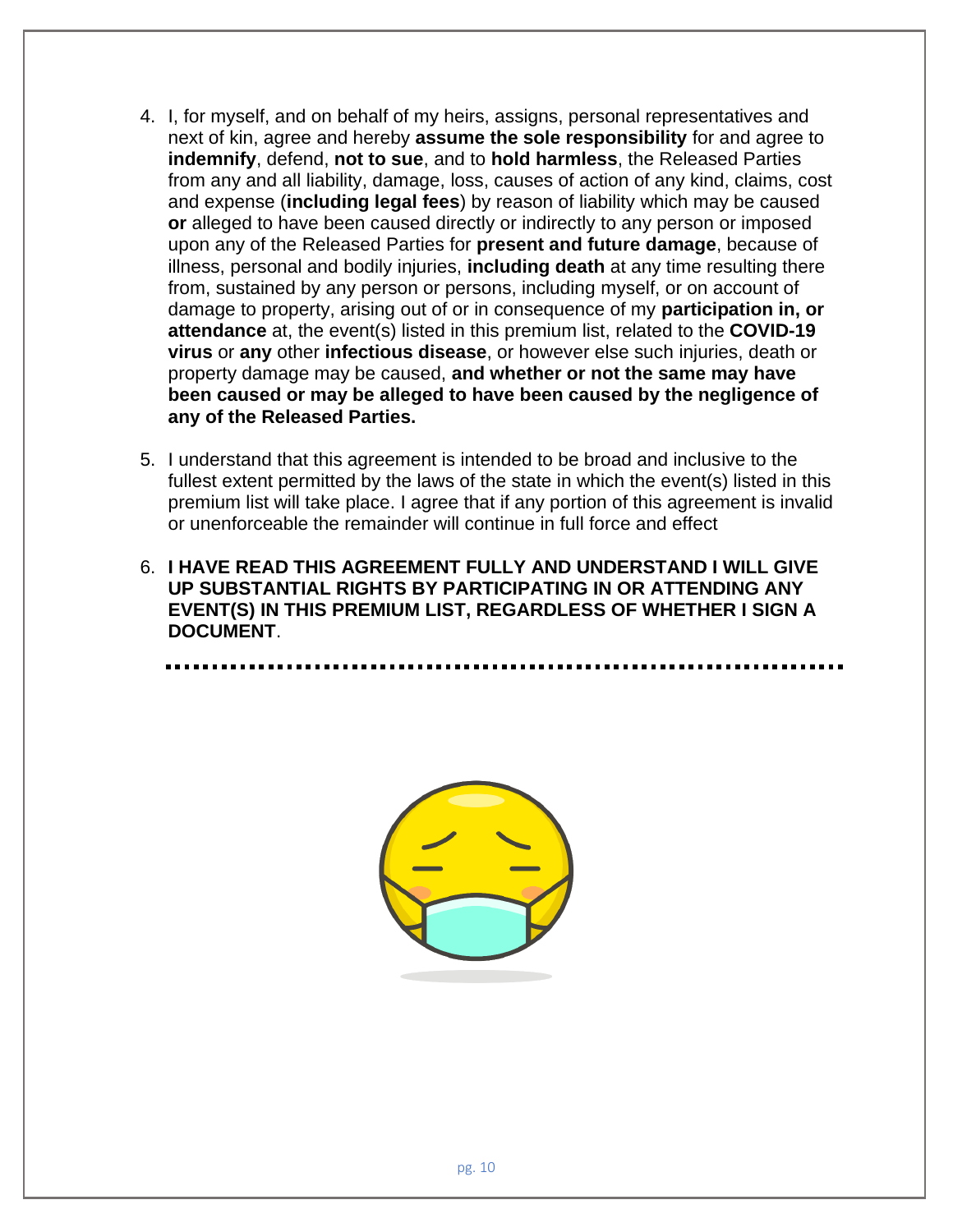4. I, for myself, and on behalf of my heirs, assigns, personal representatives and next of kin, agree and hereby **assume the sole responsibility** for and agree to **indemnify**, defend, **not to sue**, and to **hold harmless**, the Released Parties from any and all liability, damage, loss, causes of action of any kind, claims, cost and expense (**including legal fees**) by reason of liability which may be caused **or** alleged to have been caused directly or indirectly to any person or imposed upon any of the Released Parties for **present and future damage**, because of illness, personal and bodily injuries, **including death** at any time resulting there from, sustained by any person or persons, including myself, or on account of damage to property, arising out of or in consequence of my **participation in, or attendance** at, the event(s) listed in this premium list, related to the **COVID-19 virus** or **any** other **infectious disease**, or however else such injuries, death or property damage may be caused, **and whether or not the same may have been caused or may be alleged to have been caused by the negligence of any of the Released Parties.**

5. I understand that this agreement is intended to be broad and inclusive to the fullest extent permitted by the laws of the state in which the event(s) listed in this premium list will take place. I agree that if any portion of this agreement is invalid or unenforceable the remainder will continue in full force and effect

6. **I HAVE READ THIS AGREEMENT FULLY AND UNDERSTAND I WILL GIVE UP SUBSTANTIAL RIGHTS BY PARTICIPATING IN OR ATTENDING ANY EVENT(S) IN THIS PREMIUM LIST, REGARDLESS OF WHETHER I SIGN A DOCUMENT**.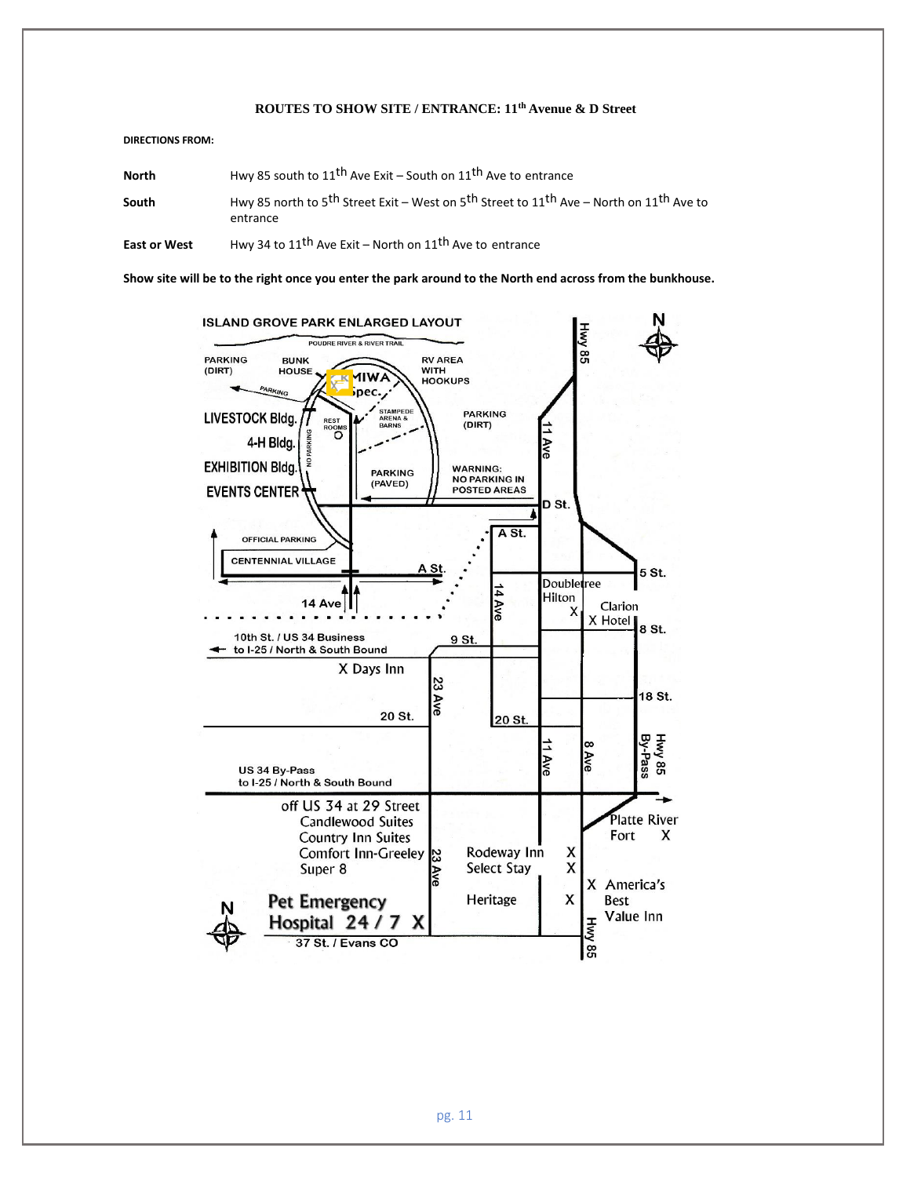**ROUTES TO SHOW SITE / ENTRANCE: 11th Avenue & D Street**

**DIRECTIONS FROM:**

**North** Hwy 85 south to 11th Ave Exit – South on 11th Ave to entrance

**South** Hwy 85 north to 5th Street Exit – West on 5th Street to 11th Ave – North on 11th Ave to entrance

**East or West** Hwy 34 to 11th Ave Exit – North on 11th Ave to entrance

**Show site will be to the right once you enter the park around to the North end across from the bunkhouse.**

ISLAND GROVE PARK ENLARGED LAYOUT

POUDRE RIVER & RIVER TRAIL

PARKING (DIRT)

BUNK HOUSE

MIWA Spec.

RV AREA WITH HOOKUPS

PARKING

LIVESTOCK Bldg.

REST ROOMS

STAMPEDE ARENA & BARNS

PARKING (DIRT)

4-H Bldg.

NO PARKING

EXHIBITION Bldg.

PARKING (PAVED)

WARNING: NO PARKING IN POSTED AREAS

EVENTS CENTER

D St.

A St.

OFFICIAL PARKING

CENTENNIAL VILLAGE

A St.

5 St.

14 Ave

Doubletree Hilton X

Clarion X Hotel

8 St.

10th St. / US 34 Business to I-25 / North & South Bound

9 St.

X Days Inn

18 St.

20 St.

20 St.

23 Ave

11 Ave

8 Ave

Hwy 85 By-Pass

Hwy 85

US 34 By-Pass to I-25 / North & South Bound

off US 34 at 29 Street

Candlewood Suites

Country Inn Suites

Comfort Inn-Greeley

Super 8

Rodeway Inn X

Select Stay X

Heritage X

Platte River Fort X

X America's Best Value Inn

Pet Emergency Hospital 24 / 7 X

37 St. / Evans CO

N